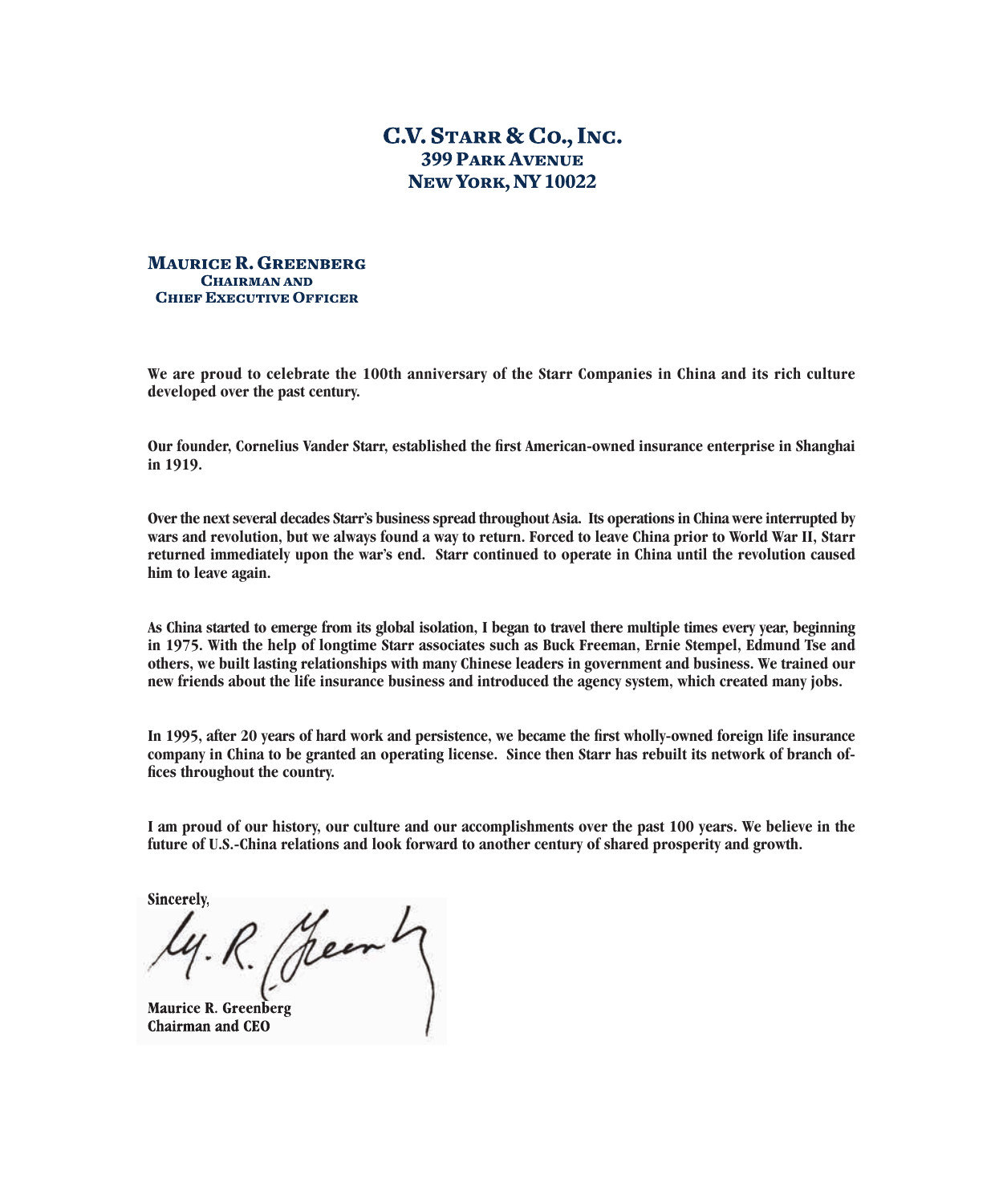# C.V. Starr & Co., Inc.

**399 Park Avenue**
**New York, NY 10022**

**Maurice R. Greenberg**
**Chairman and**
**Chief Executive Officer**

We are proud to celebrate the 100th anniversary of the Starr Companies in China and its rich culture developed over the past century.

Our founder, Cornelius Vander Starr, established the first American-owned insurance enterprise in Shanghai in 1919.

Over the next several decades Starr's business spread throughout Asia. Its operations in China were interrupted by wars and revolution, but we always found a way to return. Forced to leave China prior to World War II, Starr returned immediately upon the war's end. Starr continued to operate in China until the revolution caused him to leave again.

As China started to emerge from its global isolation, I began to travel there multiple times every year, beginning in 1975. With the help of longtime Starr associates such as Buck Freeman, Ernie Stempel, Edmund Tse and others, we built lasting relationships with many Chinese leaders in government and business. We trained our new friends about the life insurance business and introduced the agency system, which created many jobs.

In 1995, after 20 years of hard work and persistence, we became the first wholly-owned foreign life insurance company in China to be granted an operating license. Since then Starr has rebuilt its network of branch offices throughout the country.

I am proud of our history, our culture and our accomplishments over the past 100 years. We believe in the future of U.S.-China relations and look forward to another century of shared prosperity and growth.

Sincerely,

Maurice R. Greenberg
Chairman and CEO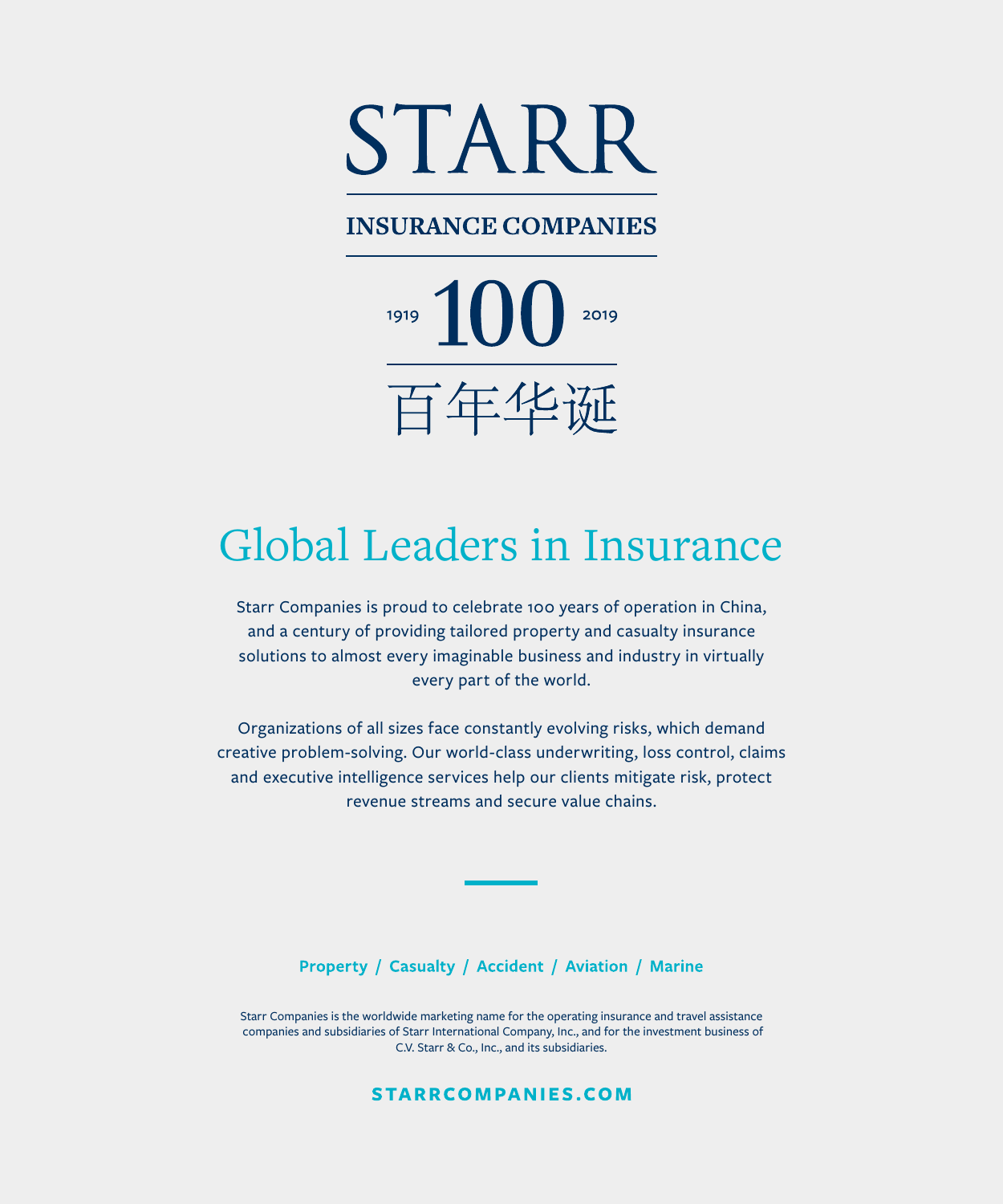# STARR

## INSURANCE COMPANIES

1919 **100** 2019

百年华诞

## Global Leaders in Insurance

Starr Companies is proud to celebrate 100 years of operation in China, and a century of providing tailored property and casualty insurance solutions to almost every imaginable business and industry in virtually every part of the world.

Organizations of all sizes face constantly evolving risks, which demand creative problem-solving. Our world-class underwriting, loss control, claims and executive intelligence services help our clients mitigate risk, protect revenue streams and secure value chains.

**Property / Casualty / Accident / Aviation / Marine**

Starr Companies is the worldwide marketing name for the operating insurance and travel assistance companies and subsidiaries of Starr International Company, Inc., and for the investment business of C.V. Starr & Co., Inc., and its subsidiaries.

**STARRCOMPANIES.COM**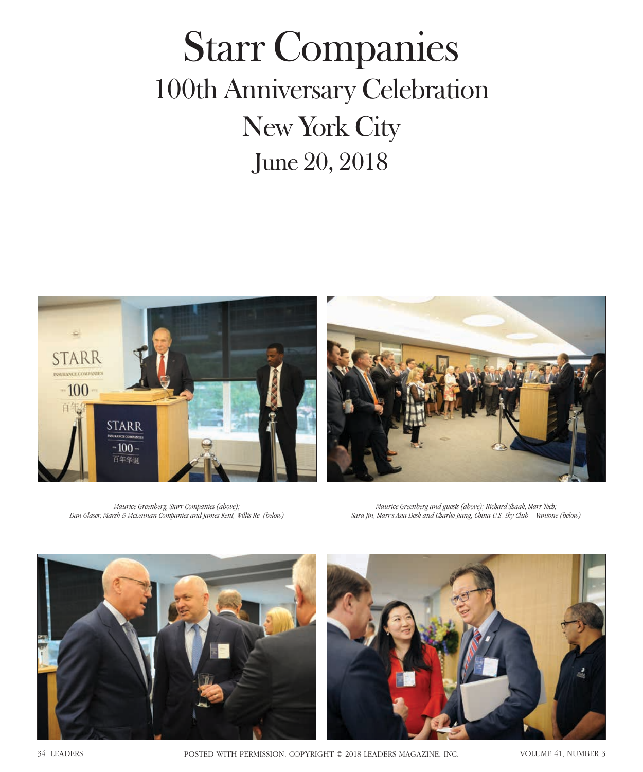# Starr Companies

## 100th Anniversary Celebration

## New York City

## June 20, 2018

*Maurice Greenberg, Starr Companies (above);*
*Dan Glaser, Marsh & McLennan Companies and James Kent, Willis Re (below)*

*Maurice Greenberg and guests (above); Richard Shaak, Starr Tech;*
*Sara Jin, Starr's Asia Desk and Charlie Jiang, China U.S. Sky Club – Vantone (below)*

POSTED WITH PERMISSION. COPYRIGHT © 2018 LEADERS MAGAZINE, INC.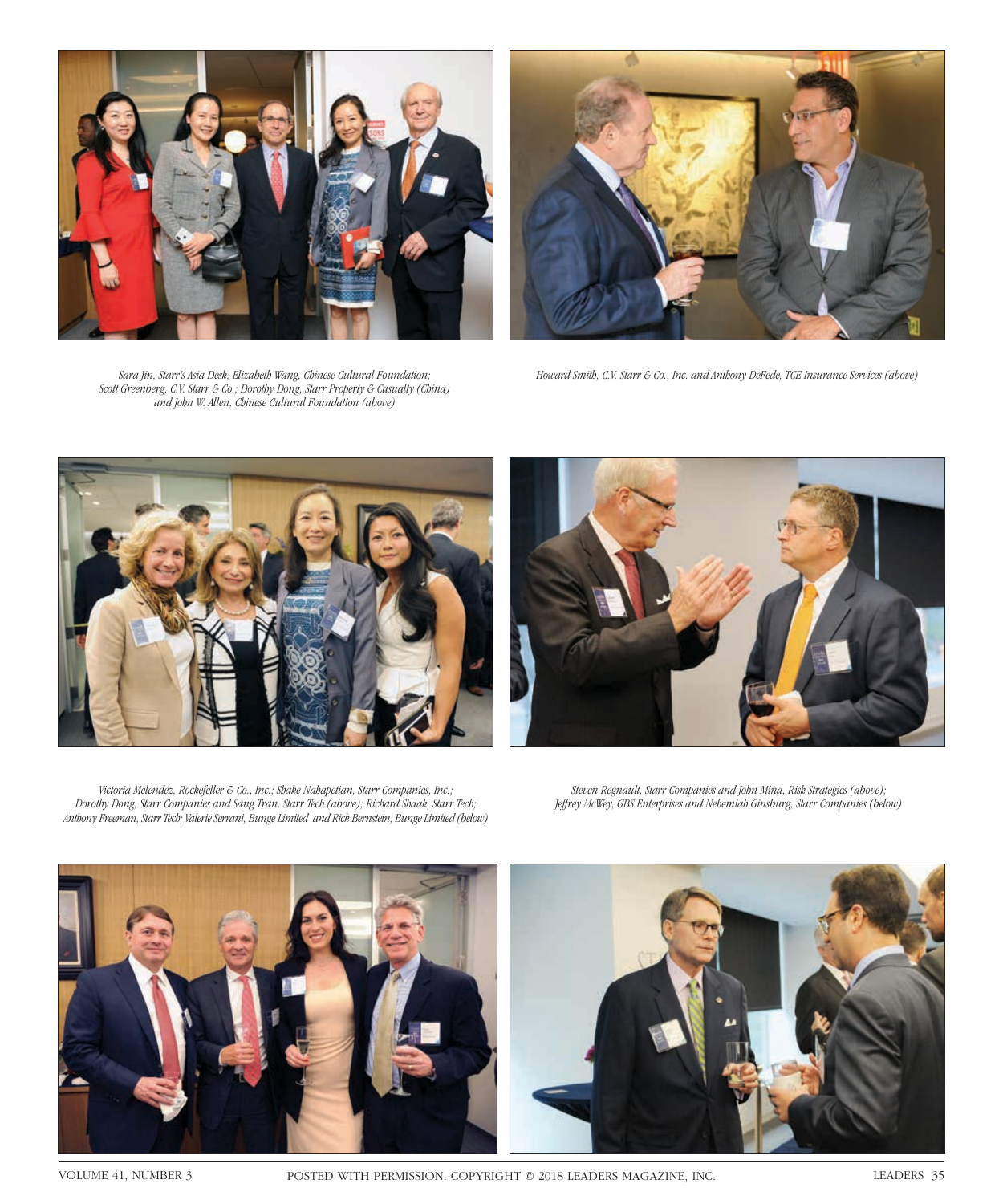*Sara Jin, Starr's Asia Desk; Elizabeth Wang, Chinese Cultural Foundation; Scott Greenberg, C.V. Starr & Co.; Dorothy Dong, Starr Property & Casualty (China) and John W. Allen, Chinese Cultural Foundation (above)*

*Howard Smith, C.V. Starr & Co., Inc. and Anthony DeFede, TCE Insurance Services (above)*

*Victoria Melendez, Rockefeller & Co., Inc.; Shake Nahapetian, Starr Companies, Inc.; Dorothy Dong, Starr Companies and Sang Tran. Starr Tech (above); Richard Shaak, Starr Tech; Anthony Freeman, Starr Tech; Valerie Serrani, Bunge Limited and Rick Bernstein, Bunge Limited (below)*

*Steven Regnault, Starr Companies and John Mina, Risk Strategies (above); Jeffrey McWey, GBS Enterprises and Nehemiah Ginsburg, Starr Companies (below)*

POSTED WITH PERMISSION. COPYRIGHT © 2018 LEADERS MAGAZINE, INC.